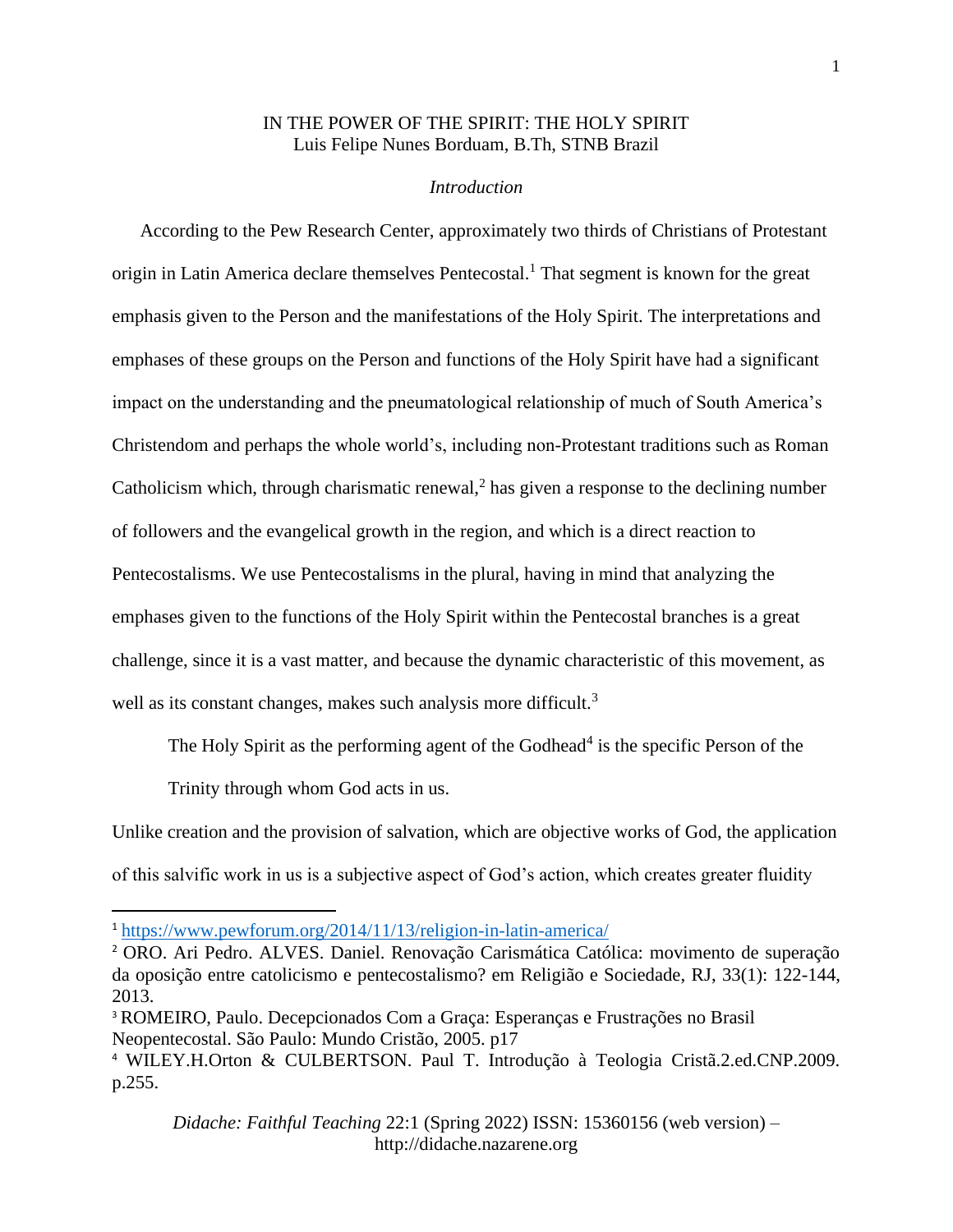# IN THE POWER OF THE SPIRIT: THE HOLY SPIRIT

Luis Felipe Nunes Borduam, B.Th, STNB Brazil

## *Introduction*

According to the Pew Research Center, approximately two thirds of Christians of Protestant origin in Latin America declare themselves Pentecostal.[1] That segment is known for the great emphasis given to the Person and the manifestations of the Holy Spirit. The interpretations and emphases of these groups on the Person and functions of the Holy Spirit have had a significant impact on the understanding and the pneumatological relationship of much of South America's Christendom and perhaps the whole world's, including non-Protestant traditions such as Roman Catholicism which, through charismatic renewal,[2] has given a response to the declining number of followers and the evangelical growth in the region, and which is a direct reaction to Pentecostalisms. We use Pentecostalisms in the plural, having in mind that analyzing the emphases given to the functions of the Holy Spirit within the Pentecostal branches is a great challenge, since it is a vast matter, and because the dynamic characteristic of this movement, as well as its constant changes, makes such analysis more difficult.[3]

> The Holy Spirit as the performing agent of the Godhead[4] is the specific Person of the Trinity through whom God acts in us.

Unlike creation and the provision of salvation, which are objective works of God, the application of this salvific work in us is a subjective aspect of God's action, which creates greater fluidity

---

[1] https://www.pewforum.org/2014/11/13/religion-in-latin-america/

[2] ORO. Ari Pedro. ALVES. Daniel. Renovação Carismática Católica: movimento de superação da oposição entre catolicismo e pentecostalismo? em Religião e Sociedade, RJ, 33(1): 122-144, 2013.

[3] ROMEIRO, Paulo. Decepcionados Com a Graça: Esperanças e Frustrações no Brasil Neopentecostal. São Paulo: Mundo Cristão, 2005. p17

[4] WILEY.H.Orton & CULBERTSON. Paul T. Introdução à Teologia Cristã.2.ed.CNP.2009. p.255.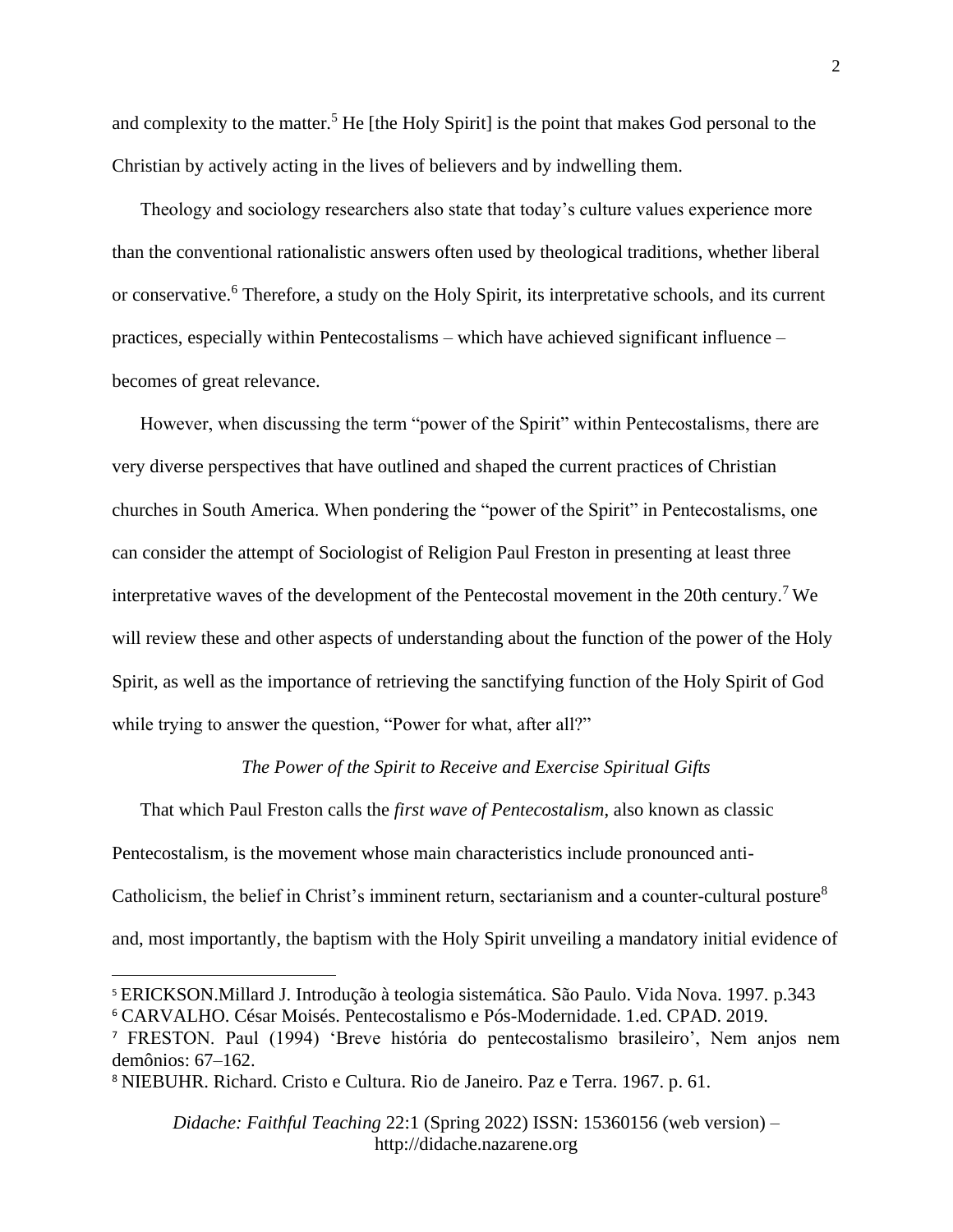and complexity to the matter.[5] He [the Holy Spirit] is the point that makes God personal to the Christian by actively acting in the lives of believers and by indwelling them.

Theology and sociology researchers also state that today's culture values experience more than the conventional rationalistic answers often used by theological traditions, whether liberal or conservative.[6] Therefore, a study on the Holy Spirit, its interpretative schools, and its current practices, especially within Pentecostalisms – which have achieved significant influence – becomes of great relevance.

However, when discussing the term "power of the Spirit" within Pentecostalisms, there are very diverse perspectives that have outlined and shaped the current practices of Christian churches in South America. When pondering the "power of the Spirit" in Pentecostalisms, one can consider the attempt of Sociologist of Religion Paul Freston in presenting at least three interpretative waves of the development of the Pentecostal movement in the 20th century.[7] We will review these and other aspects of understanding about the function of the power of the Holy Spirit, as well as the importance of retrieving the sanctifying function of the Holy Spirit of God while trying to answer the question, "Power for what, after all?"

### *The Power of the Spirit to Receive and Exercise Spiritual Gifts*

That which Paul Freston calls the *first wave of Pentecostalism*, also known as classic Pentecostalism, is the movement whose main characteristics include pronounced anti-Catholicism, the belief in Christ's imminent return, sectarianism and a counter-cultural posture[8] and, most importantly, the baptism with the Holy Spirit unveiling a mandatory initial evidence of

---

[5] ERICKSON.Millard J. Introdução à teologia sistemática. São Paulo. Vida Nova. 1997. p.343

[6] CARVALHO. César Moisés. Pentecostalismo e Pós-Modernidade. 1.ed. CPAD. 2019.

[7] FRESTON. Paul (1994) 'Breve história do pentecostalismo brasileiro', Nem anjos nem demônios: 67–162.

[8] NIEBUHR. Richard. Cristo e Cultura. Rio de Janeiro. Paz e Terra. 1967. p. 61.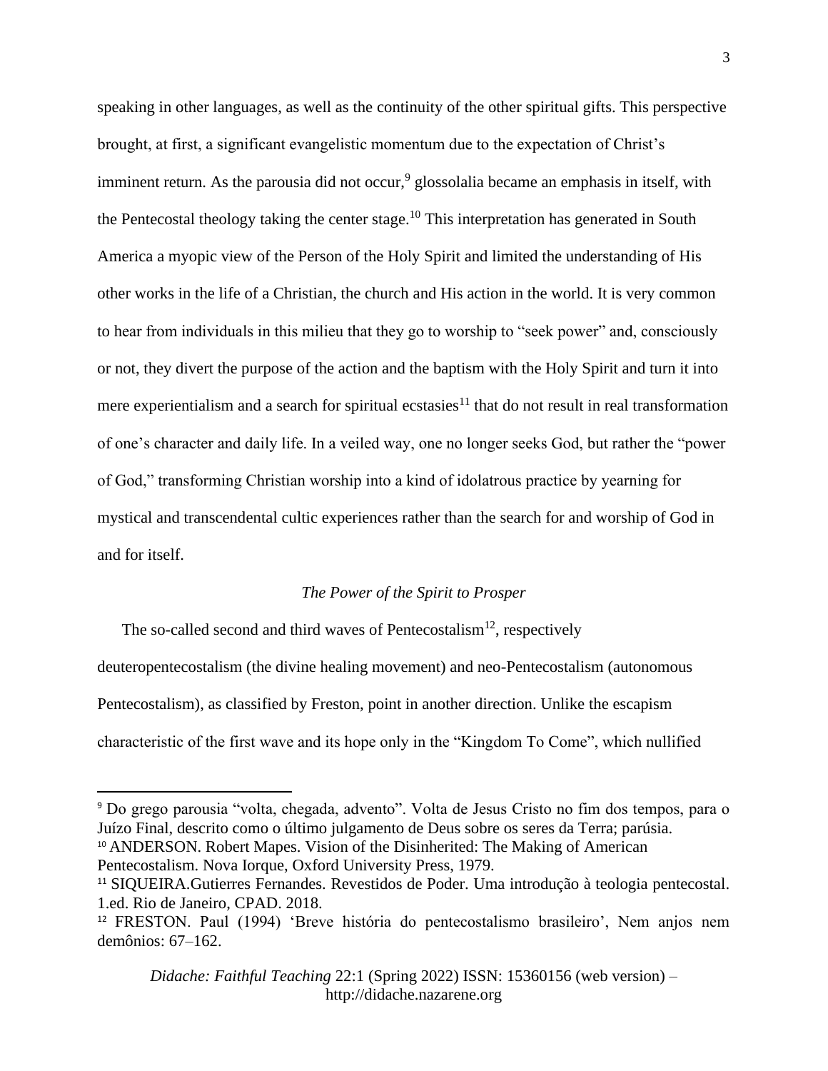speaking in other languages, as well as the continuity of the other spiritual gifts. This perspective brought, at first, a significant evangelistic momentum due to the expectation of Christ's imminent return. As the parousia did not occur,[9] glossolalia became an emphasis in itself, with the Pentecostal theology taking the center stage.[10] This interpretation has generated in South America a myopic view of the Person of the Holy Spirit and limited the understanding of His other works in the life of a Christian, the church and His action in the world. It is very common to hear from individuals in this milieu that they go to worship to "seek power" and, consciously or not, they divert the purpose of the action and the baptism with the Holy Spirit and turn it into mere experientialism and a search for spiritual ecstasies[11] that do not result in real transformation of one's character and daily life. In a veiled way, one no longer seeks God, but rather the "power of God," transforming Christian worship into a kind of idolatrous practice by yearning for mystical and transcendental cultic experiences rather than the search for and worship of God in and for itself.

### *The Power of the Spirit to Prosper*

The so-called second and third waves of Pentecostalism[12], respectively deuteropentecostalism (the divine healing movement) and neo-Pentecostalism (autonomous Pentecostalism), as classified by Freston, point in another direction. Unlike the escapism characteristic of the first wave and its hope only in the "Kingdom To Come", which nullified

---

[9] Do grego parousia "volta, chegada, advento". Volta de Jesus Cristo no fim dos tempos, para o Juízo Final, descrito como o último julgamento de Deus sobre os seres da Terra; parúsia.

[10] ANDERSON. Robert Mapes. Vision of the Disinherited: The Making of American Pentecostalism. Nova Iorque, Oxford University Press, 1979.

[11] SIQUEIRA.Gutierres Fernandes. Revestidos de Poder. Uma introdução à teologia pentecostal. 1.ed. Rio de Janeiro, CPAD. 2018.

[12] FRESTON. Paul (1994) 'Breve história do pentecostalismo brasileiro', Nem anjos nem demônios: 67–162.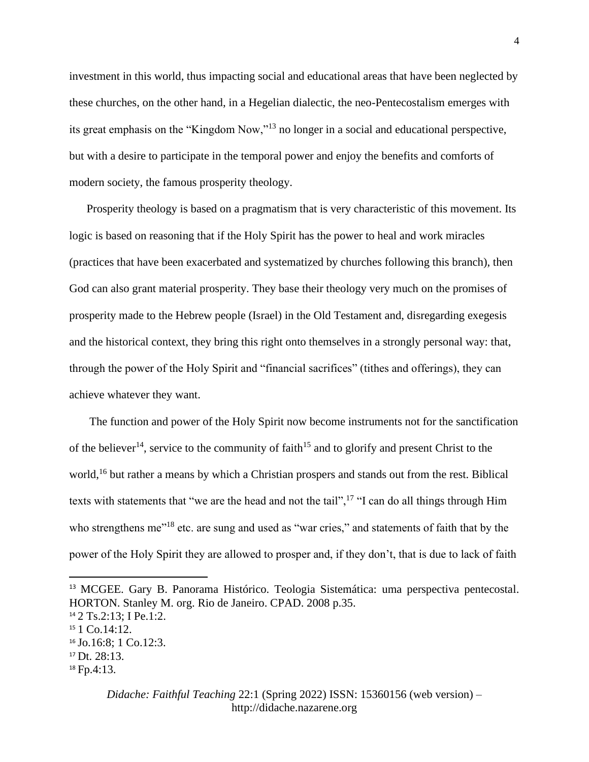investment in this world, thus impacting social and educational areas that have been neglected by these churches, on the other hand, in a Hegelian dialectic, the neo-Pentecostalism emerges with its great emphasis on the "Kingdom Now,"[13] no longer in a social and educational perspective, but with a desire to participate in the temporal power and enjoy the benefits and comforts of modern society, the famous prosperity theology.

Prosperity theology is based on a pragmatism that is very characteristic of this movement. Its logic is based on reasoning that if the Holy Spirit has the power to heal and work miracles (practices that have been exacerbated and systematized by churches following this branch), then God can also grant material prosperity. They base their theology very much on the promises of prosperity made to the Hebrew people (Israel) in the Old Testament and, disregarding exegesis and the historical context, they bring this right onto themselves in a strongly personal way: that, through the power of the Holy Spirit and "financial sacrifices" (tithes and offerings), they can achieve whatever they want.

The function and power of the Holy Spirit now become instruments not for the sanctification of the believer[14], service to the community of faith[15] and to glorify and present Christ to the world,[16] but rather a means by which a Christian prospers and stands out from the rest. Biblical texts with statements that "we are the head and not the tail",[17] "I can do all things through Him who strengthens me"[18] etc. are sung and used as "war cries," and statements of faith that by the power of the Holy Spirit they are allowed to prosper and, if they don't, that is due to lack of faith

---

[13] MCGEE. Gary B. Panorama Histórico. Teologia Sistemática: uma perspectiva pentecostal. HORTON. Stanley M. org. Rio de Janeiro. CPAD. 2008 p.35.

[14] 2 Ts.2:13; I Pe.1:2.

[15] 1 Co.14:12.

[16] Jo.16:8; 1 Co.12:3.

[17] Dt. 28:13.

[18] Fp.4:13.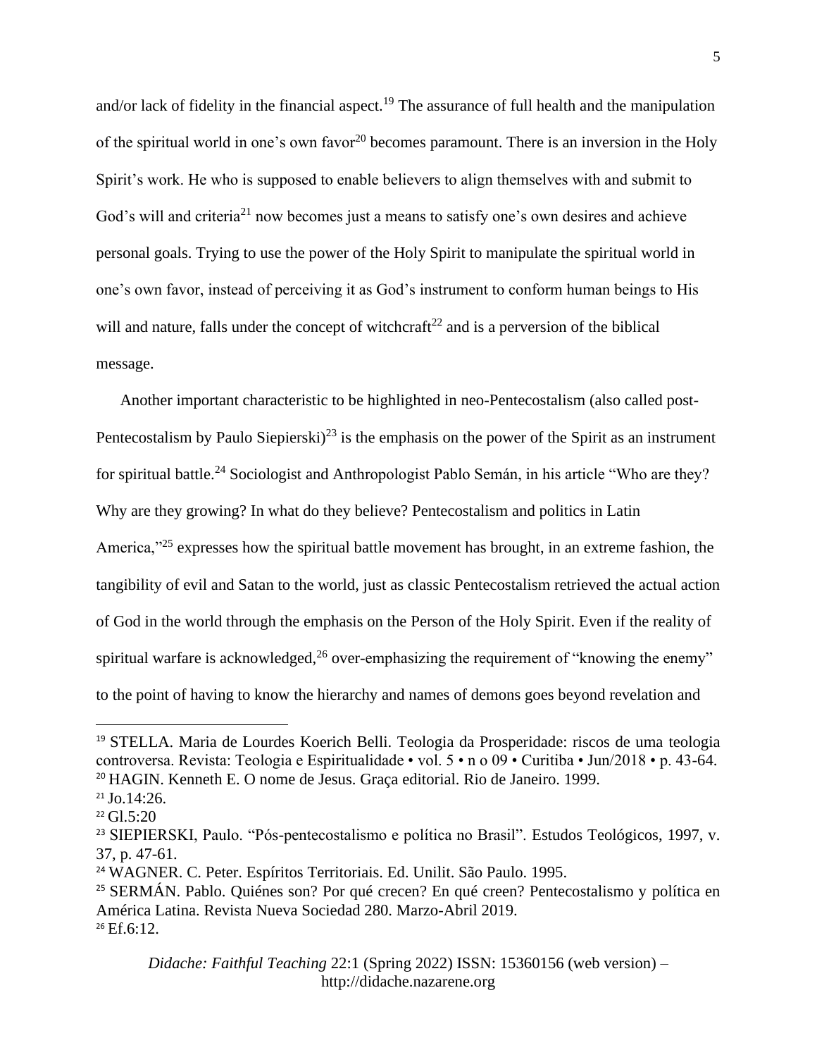and/or lack of fidelity in the financial aspect.[19] The assurance of full health and the manipulation of the spiritual world in one's own favor[20] becomes paramount. There is an inversion in the Holy Spirit's work. He who is supposed to enable believers to align themselves with and submit to God's will and criteria[21] now becomes just a means to satisfy one's own desires and achieve personal goals. Trying to use the power of the Holy Spirit to manipulate the spiritual world in one's own favor, instead of perceiving it as God's instrument to conform human beings to His will and nature, falls under the concept of witchcraft[22] and is a perversion of the biblical message.

Another important characteristic to be highlighted in neo-Pentecostalism (also called post-Pentecostalism by Paulo Siepierski)[23] is the emphasis on the power of the Spirit as an instrument for spiritual battle.[24] Sociologist and Anthropologist Pablo Semán, in his article "Who are they? Why are they growing? In what do they believe? Pentecostalism and politics in Latin America,"[25] expresses how the spiritual battle movement has brought, in an extreme fashion, the tangibility of evil and Satan to the world, just as classic Pentecostalism retrieved the actual action of God in the world through the emphasis on the Person of the Holy Spirit. Even if the reality of spiritual warfare is acknowledged,[26] over-emphasizing the requirement of "knowing the enemy" to the point of having to know the hierarchy and names of demons goes beyond revelation and

---

[19] STELLA. Maria de Lourdes Koerich Belli. Teologia da Prosperidade: riscos de uma teologia controversa. Revista: Teologia e Espiritualidade • vol. 5 • n o 09 • Curitiba • Jun/2018 • p. 43-64.

[20] HAGIN. Kenneth E. O nome de Jesus. Graça editorial. Rio de Janeiro. 1999.

[21] Jo.14:26.

[22] Gl.5:20

[23] SIEPIERSKI, Paulo. "Pós-pentecostalismo e política no Brasil". Estudos Teológicos, 1997, v. 37, p. 47-61.

[24] WAGNER. C. Peter. Espíritos Territoriais. Ed. Unilit. São Paulo. 1995.

[25] SERMÁN. Pablo. Quiénes son? Por qué crecen? En qué creen? Pentecostalismo y política en América Latina. Revista Nueva Sociedad 280. Marzo-Abril 2019.

[26] Ef.6:12.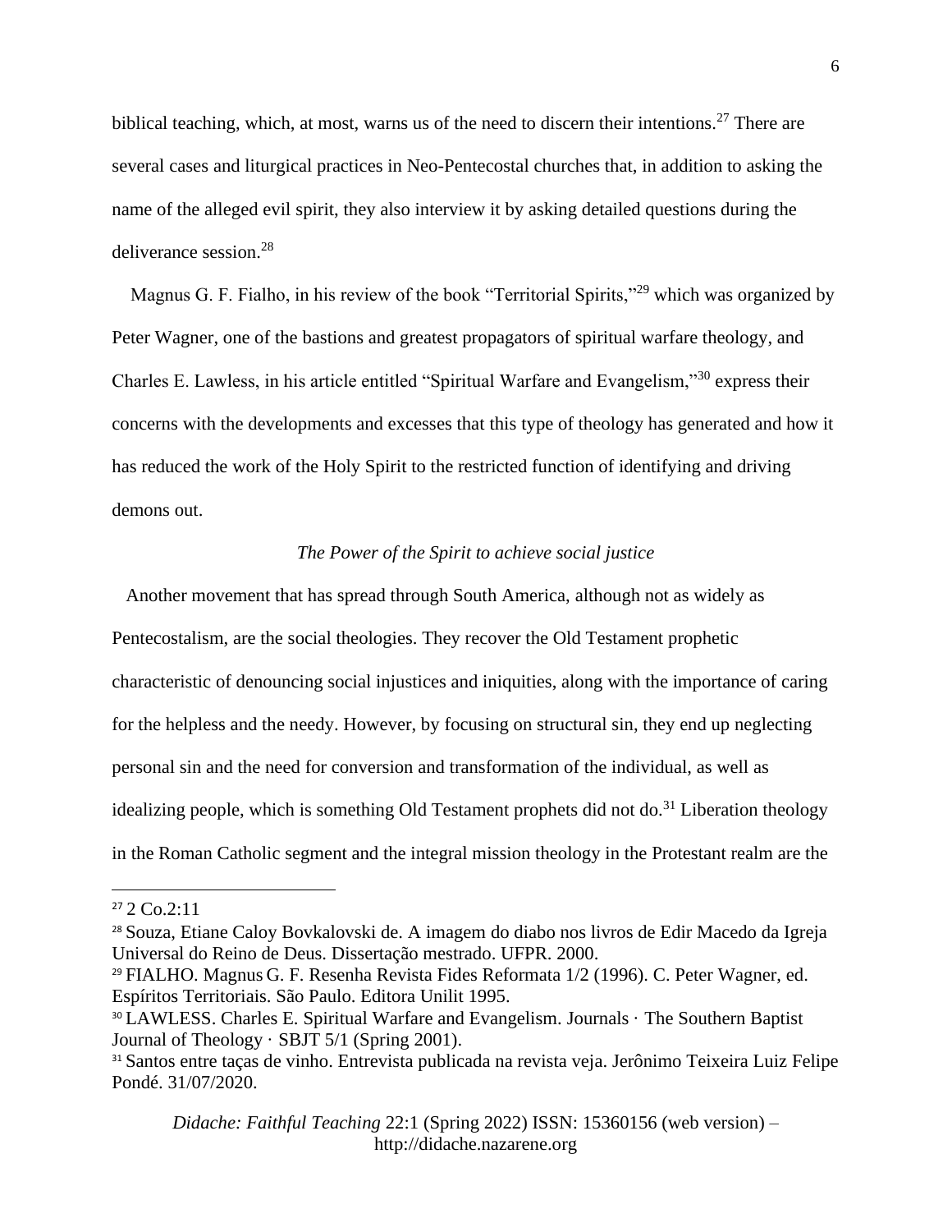biblical teaching, which, at most, warns us of the need to discern their intentions.[27] There are several cases and liturgical practices in Neo-Pentecostal churches that, in addition to asking the name of the alleged evil spirit, they also interview it by asking detailed questions during the deliverance session.[28]

Magnus G. F. Fialho, in his review of the book "Territorial Spirits,"[29] which was organized by Peter Wagner, one of the bastions and greatest propagators of spiritual warfare theology, and Charles E. Lawless, in his article entitled "Spiritual Warfare and Evangelism,"[30] express their concerns with the developments and excesses that this type of theology has generated and how it has reduced the work of the Holy Spirit to the restricted function of identifying and driving demons out.

*The Power of the Spirit to achieve social justice*

Another movement that has spread through South America, although not as widely as Pentecostalism, are the social theologies. They recover the Old Testament prophetic characteristic of denouncing social injustices and iniquities, along with the importance of caring for the helpless and the needy. However, by focusing on structural sin, they end up neglecting personal sin and the need for conversion and transformation of the individual, as well as idealizing people, which is something Old Testament prophets did not do.[31] Liberation theology in the Roman Catholic segment and the integral mission theology in the Protestant realm are the

---

[27] 2 Co.2:11

[28] Souza, Etiane Caloy Bovkalovski de. A imagem do diabo nos livros de Edir Macedo da Igreja Universal do Reino de Deus. Dissertação mestrado. UFPR. 2000.

[29] FIALHO. Magnus G. F. Resenha Revista Fides Reformata 1/2 (1996). C. Peter Wagner, ed. Espíritos Territoriais. São Paulo. Editora Unilit 1995.

[30] LAWLESS. Charles E. Spiritual Warfare and Evangelism. Journals · The Southern Baptist Journal of Theology · SBJT 5/1 (Spring 2001).

[31] Santos entre taças de vinho. Entrevista publicada na revista veja. Jerônimo Teixeira Luiz Felipe Pondé. 31/07/2020.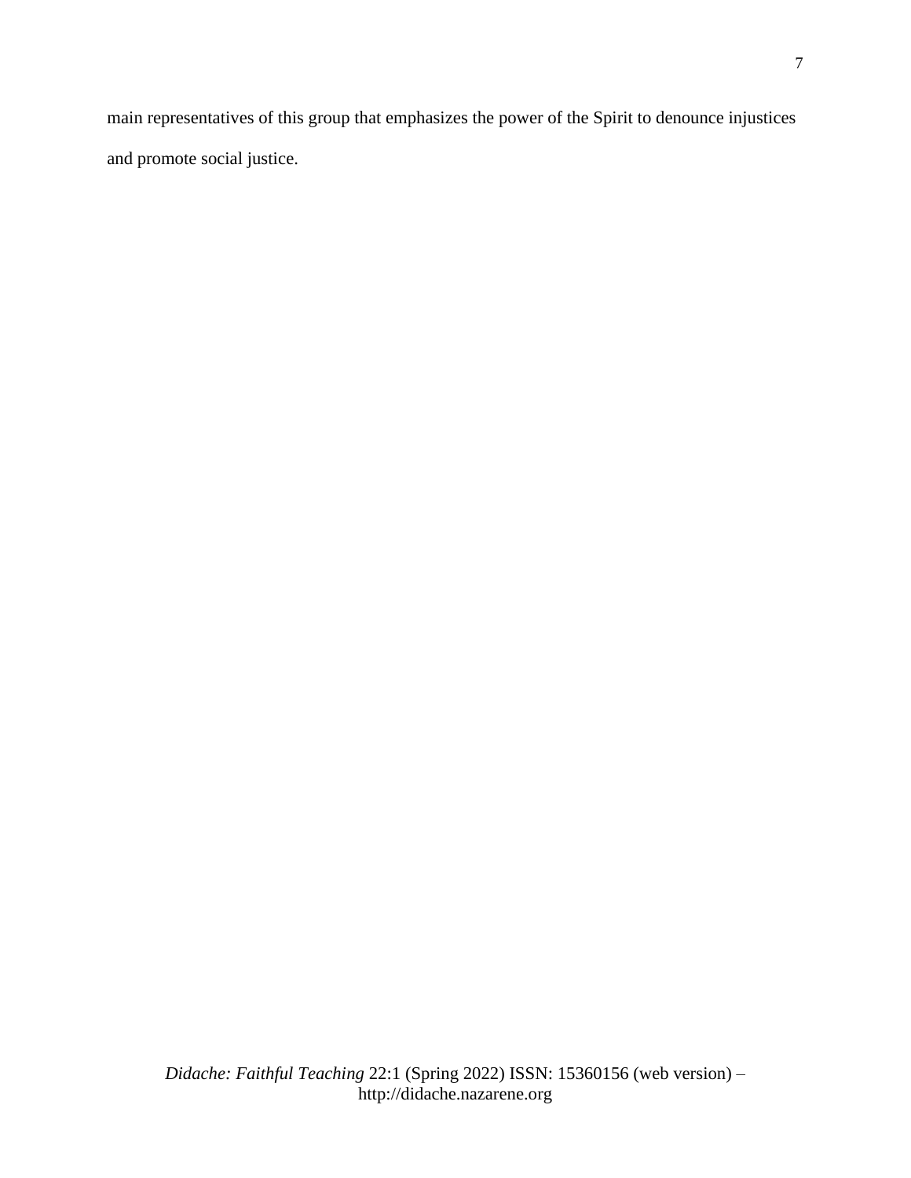main representatives of this group that emphasizes the power of the Spirit to denounce injustices and promote social justice.